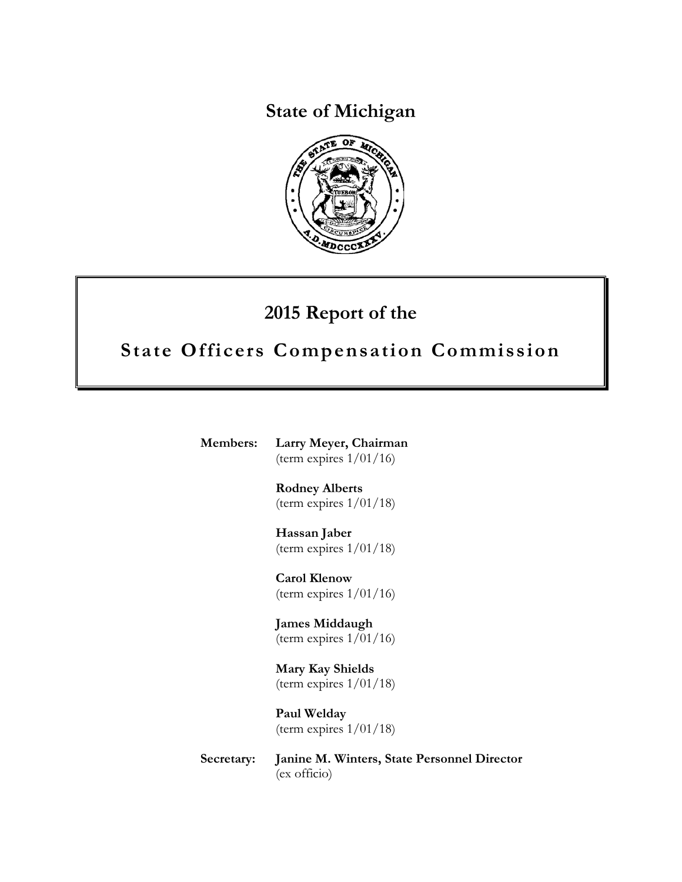# State of Michigan

## 2015 Report of the

## State Officers Compensation Commission

**Members:**

**Larry Meyer, Chairman**
(term expires 1/01/16)

**Rodney Alberts**
(term expires 1/01/18)

**Hassan Jaber**
(term expires 1/01/18)

**Carol Klenow**
(term expires 1/01/16)

**James Middaugh**
(term expires 1/01/16)

**Mary Kay Shields**
(term expires 1/01/18)

**Paul Welday**
(term expires 1/01/18)

**Secretary:**

**Janine M. Winters, State Personnel Director**
(ex officio)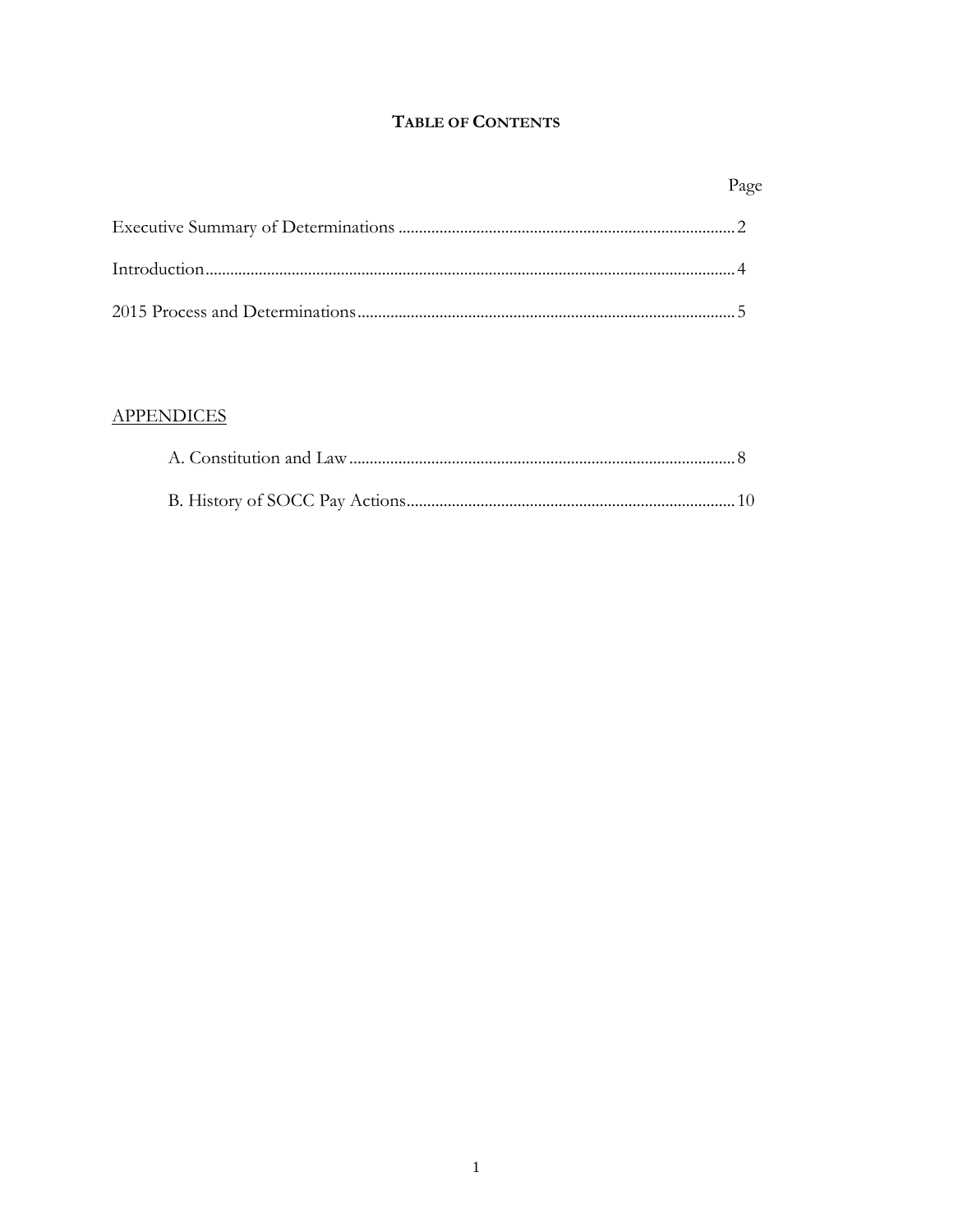# TABLE OF CONTENTS

| | Page |
|---|---|
| Executive Summary of Determinations | 2 |
| Introduction | 4 |
| 2015 Process and Determinations | 5 |

APPENDICES

| | |
|---|---|
| A. Constitution and Law | 8 |
| B. History of SOCC Pay Actions | 10 |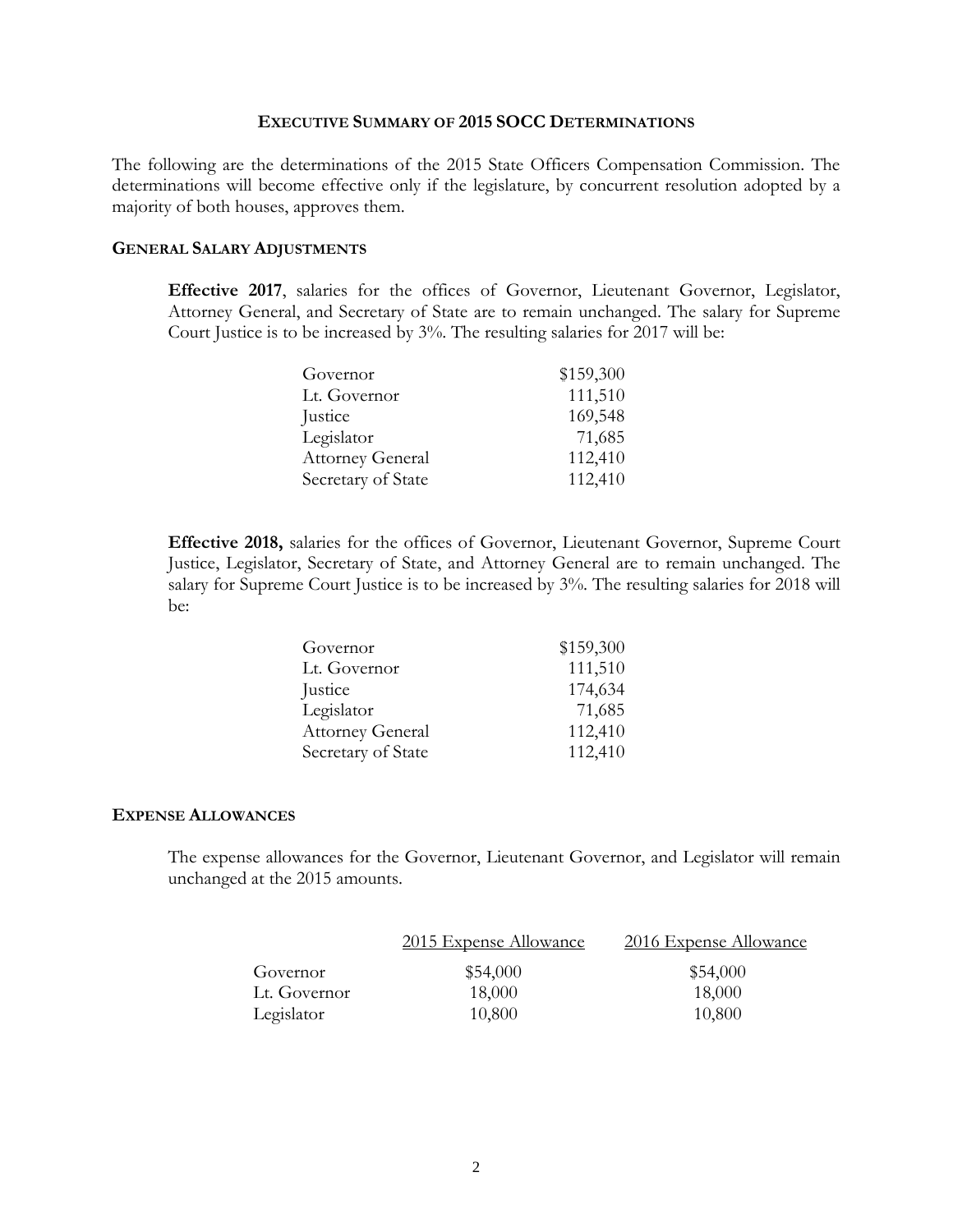## Executive Summary of 2015 SOCC Determinations

The following are the determinations of the 2015 State Officers Compensation Commission. The determinations will become effective only if the legislature, by concurrent resolution adopted by a majority of both houses, approves them.

### General Salary Adjustments

**Effective 2017**, salaries for the offices of Governor, Lieutenant Governor, Legislator, Attorney General, and Secretary of State are to remain unchanged. The salary for Supreme Court Justice is to be increased by 3%. The resulting salaries for 2017 will be:

| | |
|---|---|
| Governor | $159,300 |
| Lt. Governor | 111,510 |
| Justice | 169,548 |
| Legislator | 71,685 |
| Attorney General | 112,410 |
| Secretary of State | 112,410 |

**Effective 2018,** salaries for the offices of Governor, Lieutenant Governor, Supreme Court Justice, Legislator, Secretary of State, and Attorney General are to remain unchanged. The salary for Supreme Court Justice is to be increased by 3%. The resulting salaries for 2018 will be:

| | |
|---|---|
| Governor | $159,300 |
| Lt. Governor | 111,510 |
| Justice | 174,634 |
| Legislator | 71,685 |
| Attorney General | 112,410 |
| Secretary of State | 112,410 |

### Expense Allowances

The expense allowances for the Governor, Lieutenant Governor, and Legislator will remain unchanged at the 2015 amounts.

| | 2015 Expense Allowance | 2016 Expense Allowance |
|---|---|---|
| Governor | $54,000 | $54,000 |
| Lt. Governor | 18,000 | 18,000 |
| Legislator | 10,800 | 10,800 |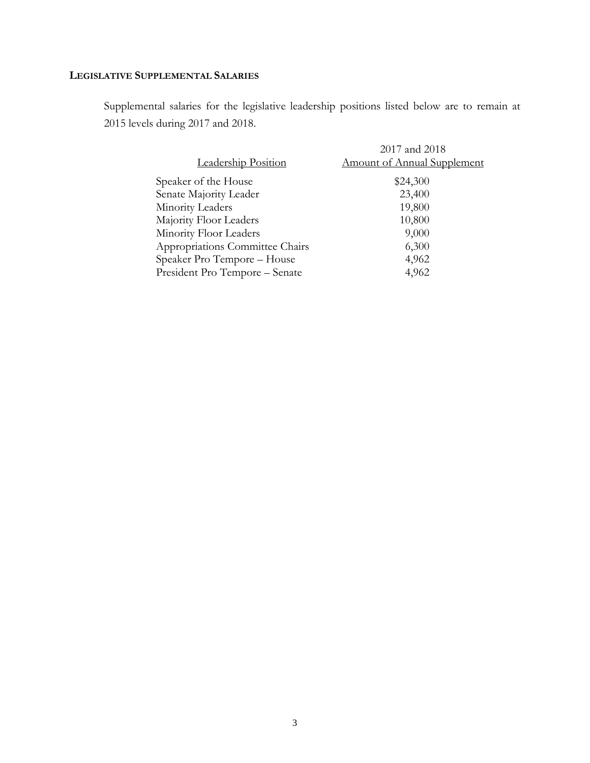## LEGISLATIVE SUPPLEMENTAL SALARIES

Supplemental salaries for the legislative leadership positions listed below are to remain at 2015 levels during 2017 and 2018.

| Leadership Position | 2017 and 2018 Amount of Annual Supplement |
|---|---|
| Speaker of the House | $24,300 |
| Senate Majority Leader | 23,400 |
| Minority Leaders | 19,800 |
| Majority Floor Leaders | 10,800 |
| Minority Floor Leaders | 9,000 |
| Appropriations Committee Chairs | 6,300 |
| Speaker Pro Tempore – House | 4,962 |
| President Pro Tempore – Senate | 4,962 |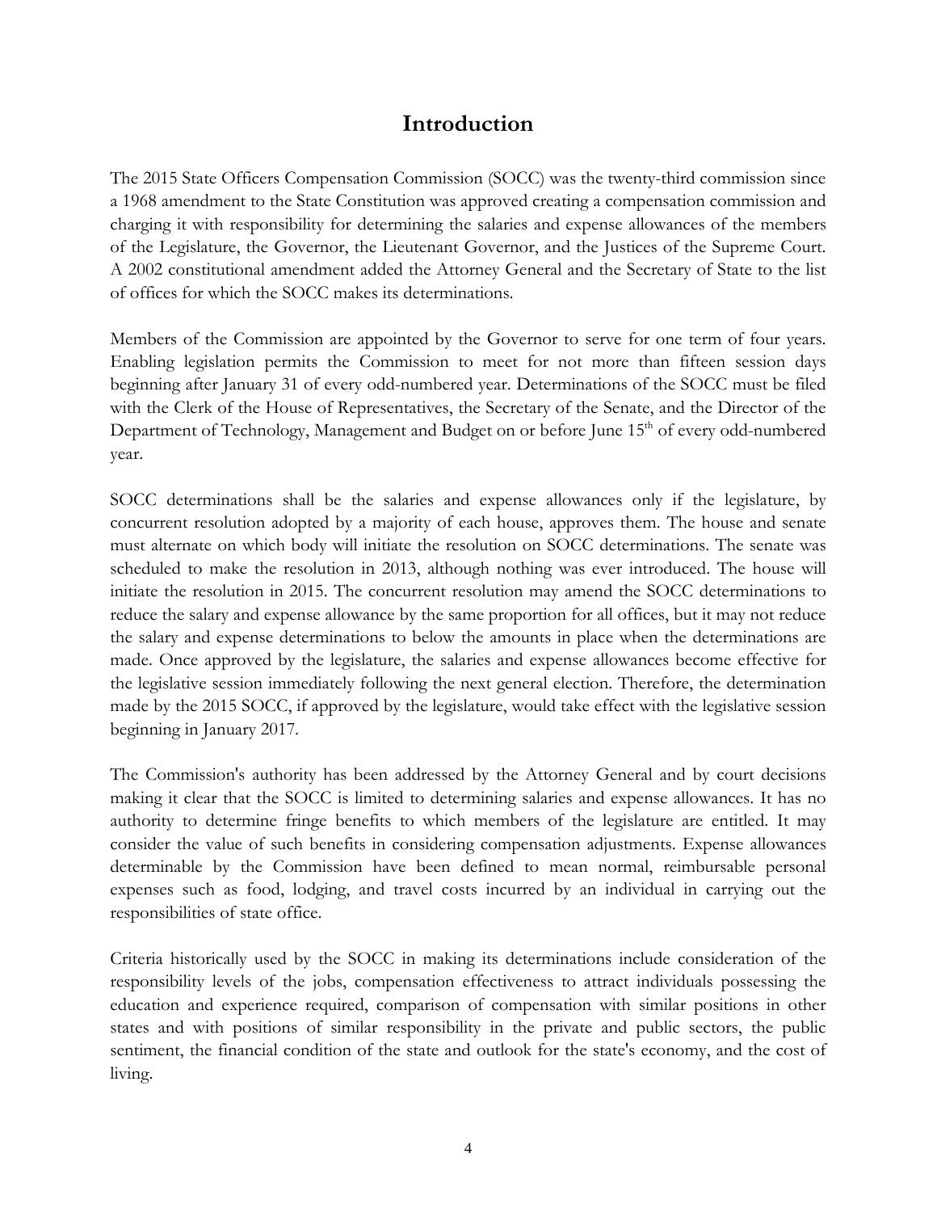# Introduction

The 2015 State Officers Compensation Commission (SOCC) was the twenty-third commission since a 1968 amendment to the State Constitution was approved creating a compensation commission and charging it with responsibility for determining the salaries and expense allowances of the members of the Legislature, the Governor, the Lieutenant Governor, and the Justices of the Supreme Court. A 2002 constitutional amendment added the Attorney General and the Secretary of State to the list of offices for which the SOCC makes its determinations.

Members of the Commission are appointed by the Governor to serve for one term of four years. Enabling legislation permits the Commission to meet for not more than fifteen session days beginning after January 31 of every odd-numbered year. Determinations of the SOCC must be filed with the Clerk of the House of Representatives, the Secretary of the Senate, and the Director of the Department of Technology, Management and Budget on or before June 15th of every odd-numbered year.

SOCC determinations shall be the salaries and expense allowances only if the legislature, by concurrent resolution adopted by a majority of each house, approves them. The house and senate must alternate on which body will initiate the resolution on SOCC determinations. The senate was scheduled to make the resolution in 2013, although nothing was ever introduced. The house will initiate the resolution in 2015. The concurrent resolution may amend the SOCC determinations to reduce the salary and expense allowance by the same proportion for all offices, but it may not reduce the salary and expense determinations to below the amounts in place when the determinations are made. Once approved by the legislature, the salaries and expense allowances become effective for the legislative session immediately following the next general election. Therefore, the determination made by the 2015 SOCC, if approved by the legislature, would take effect with the legislative session beginning in January 2017.

The Commission's authority has been addressed by the Attorney General and by court decisions making it clear that the SOCC is limited to determining salaries and expense allowances. It has no authority to determine fringe benefits to which members of the legislature are entitled. It may consider the value of such benefits in considering compensation adjustments. Expense allowances determinable by the Commission have been defined to mean normal, reimbursable personal expenses such as food, lodging, and travel costs incurred by an individual in carrying out the responsibilities of state office.

Criteria historically used by the SOCC in making its determinations include consideration of the responsibility levels of the jobs, compensation effectiveness to attract individuals possessing the education and experience required, comparison of compensation with similar positions in other states and with positions of similar responsibility in the private and public sectors, the public sentiment, the financial condition of the state and outlook for the state's economy, and the cost of living.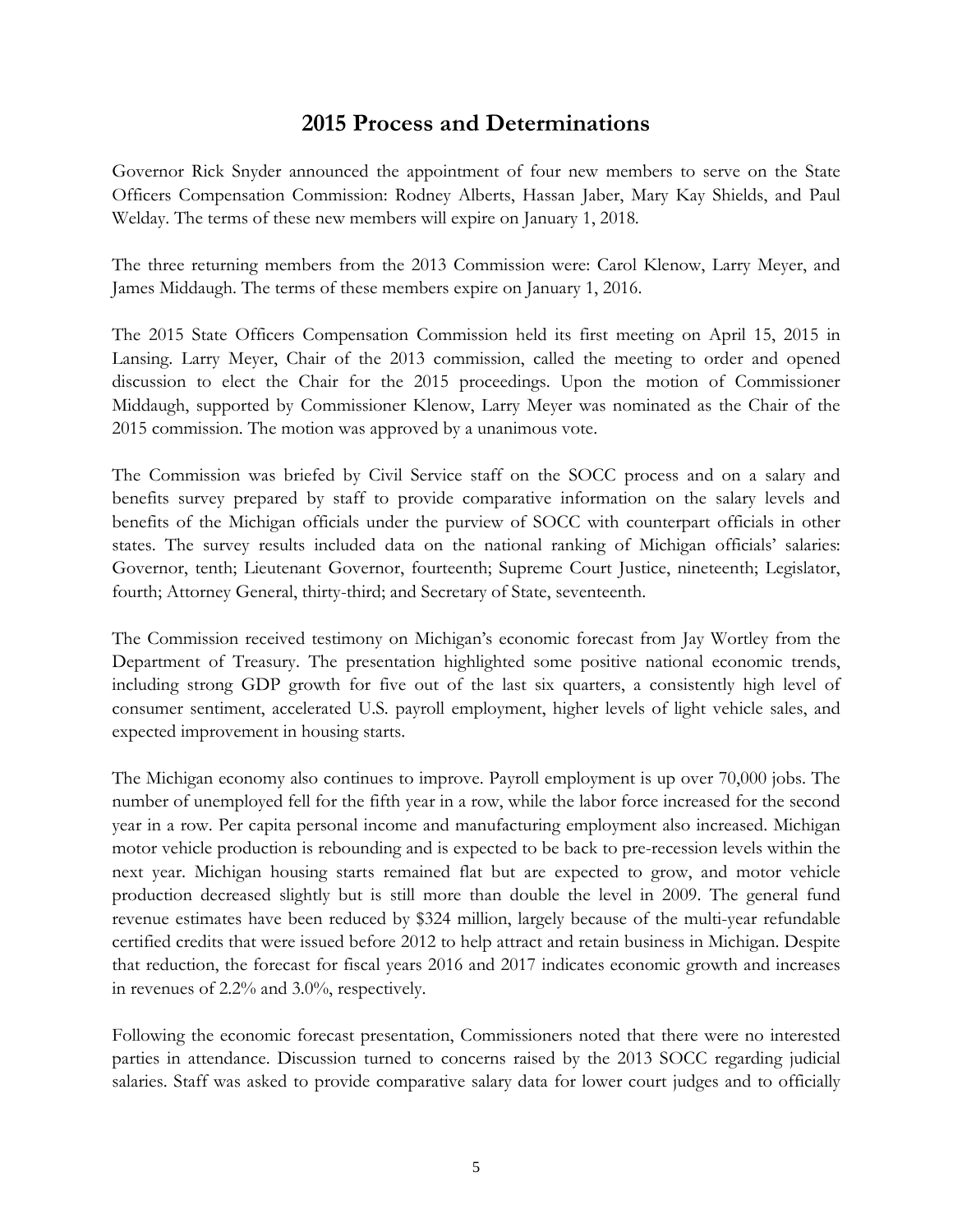## 2015 Process and Determinations

Governor Rick Snyder announced the appointment of four new members to serve on the State Officers Compensation Commission: Rodney Alberts, Hassan Jaber, Mary Kay Shields, and Paul Welday. The terms of these new members will expire on January 1, 2018.

The three returning members from the 2013 Commission were: Carol Klenow, Larry Meyer, and James Middaugh. The terms of these members expire on January 1, 2016.

The 2015 State Officers Compensation Commission held its first meeting on April 15, 2015 in Lansing. Larry Meyer, Chair of the 2013 commission, called the meeting to order and opened discussion to elect the Chair for the 2015 proceedings. Upon the motion of Commissioner Middaugh, supported by Commissioner Klenow, Larry Meyer was nominated as the Chair of the 2015 commission. The motion was approved by a unanimous vote.

The Commission was briefed by Civil Service staff on the SOCC process and on a salary and benefits survey prepared by staff to provide comparative information on the salary levels and benefits of the Michigan officials under the purview of SOCC with counterpart officials in other states. The survey results included data on the national ranking of Michigan officials' salaries: Governor, tenth; Lieutenant Governor, fourteenth; Supreme Court Justice, nineteenth; Legislator, fourth; Attorney General, thirty-third; and Secretary of State, seventeenth.

The Commission received testimony on Michigan's economic forecast from Jay Wortley from the Department of Treasury. The presentation highlighted some positive national economic trends, including strong GDP growth for five out of the last six quarters, a consistently high level of consumer sentiment, accelerated U.S. payroll employment, higher levels of light vehicle sales, and expected improvement in housing starts.

The Michigan economy also continues to improve. Payroll employment is up over 70,000 jobs. The number of unemployed fell for the fifth year in a row, while the labor force increased for the second year in a row. Per capita personal income and manufacturing employment also increased. Michigan motor vehicle production is rebounding and is expected to be back to pre-recession levels within the next year. Michigan housing starts remained flat but are expected to grow, and motor vehicle production decreased slightly but is still more than double the level in 2009. The general fund revenue estimates have been reduced by $324 million, largely because of the multi-year refundable certified credits that were issued before 2012 to help attract and retain business in Michigan. Despite that reduction, the forecast for fiscal years 2016 and 2017 indicates economic growth and increases in revenues of 2.2% and 3.0%, respectively.

Following the economic forecast presentation, Commissioners noted that there were no interested parties in attendance. Discussion turned to concerns raised by the 2013 SOCC regarding judicial salaries. Staff was asked to provide comparative salary data for lower court judges and to officially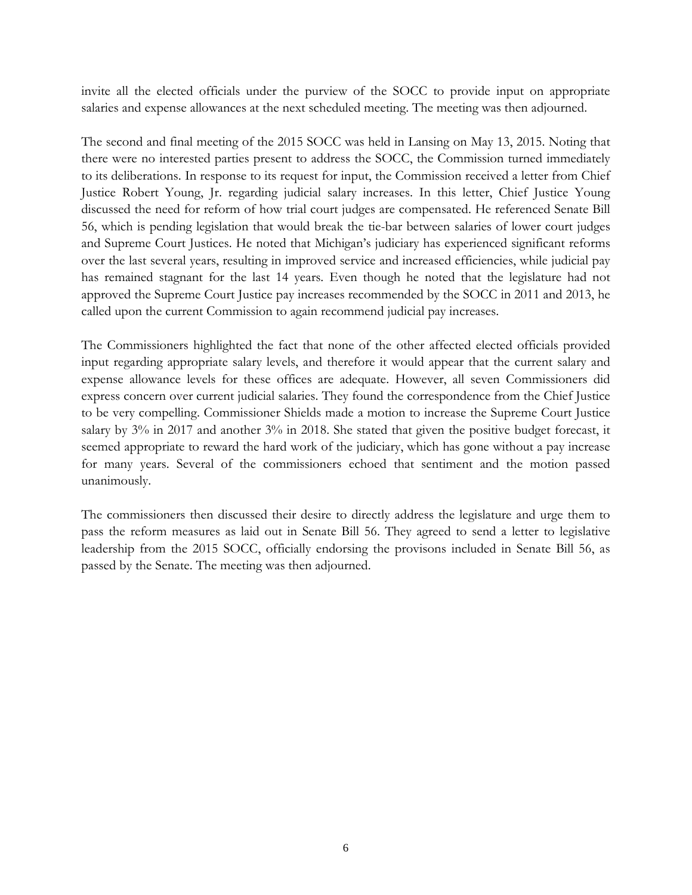invite all the elected officials under the purview of the SOCC to provide input on appropriate salaries and expense allowances at the next scheduled meeting. The meeting was then adjourned.

The second and final meeting of the 2015 SOCC was held in Lansing on May 13, 2015. Noting that there were no interested parties present to address the SOCC, the Commission turned immediately to its deliberations. In response to its request for input, the Commission received a letter from Chief Justice Robert Young, Jr. regarding judicial salary increases. In this letter, Chief Justice Young discussed the need for reform of how trial court judges are compensated. He referenced Senate Bill 56, which is pending legislation that would break the tie-bar between salaries of lower court judges and Supreme Court Justices. He noted that Michigan's judiciary has experienced significant reforms over the last several years, resulting in improved service and increased efficiencies, while judicial pay has remained stagnant for the last 14 years. Even though he noted that the legislature had not approved the Supreme Court Justice pay increases recommended by the SOCC in 2011 and 2013, he called upon the current Commission to again recommend judicial pay increases.

The Commissioners highlighted the fact that none of the other affected elected officials provided input regarding appropriate salary levels, and therefore it would appear that the current salary and expense allowance levels for these offices are adequate. However, all seven Commissioners did express concern over current judicial salaries. They found the correspondence from the Chief Justice to be very compelling. Commissioner Shields made a motion to increase the Supreme Court Justice salary by 3% in 2017 and another 3% in 2018. She stated that given the positive budget forecast, it seemed appropriate to reward the hard work of the judiciary, which has gone without a pay increase for many years. Several of the commissioners echoed that sentiment and the motion passed unanimously.

The commissioners then discussed their desire to directly address the legislature and urge them to pass the reform measures as laid out in Senate Bill 56. They agreed to send a letter to legislative leadership from the 2015 SOCC, officially endorsing the provisons included in Senate Bill 56, as passed by the Senate. The meeting was then adjourned.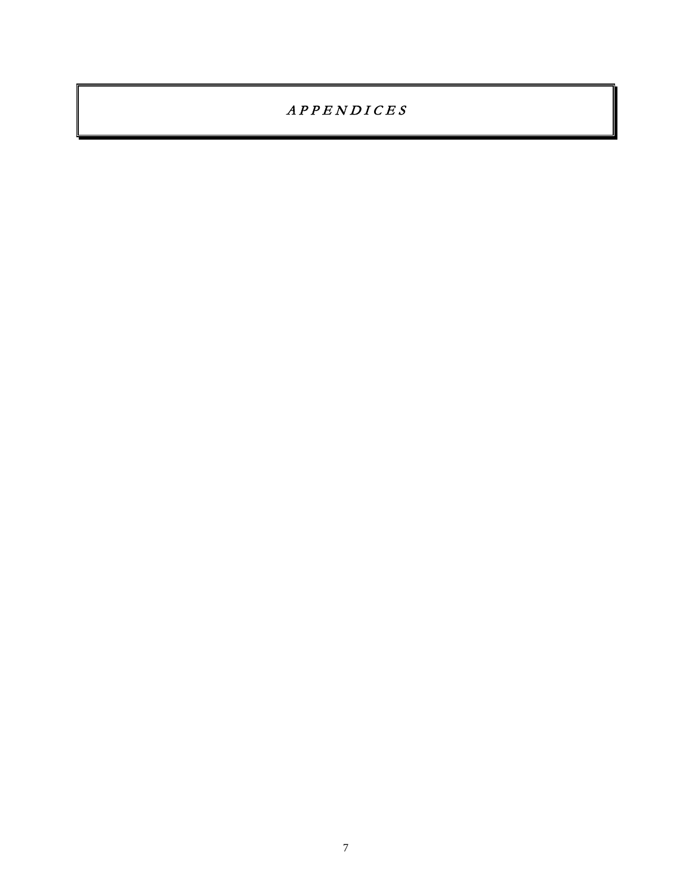# *APPENDICES*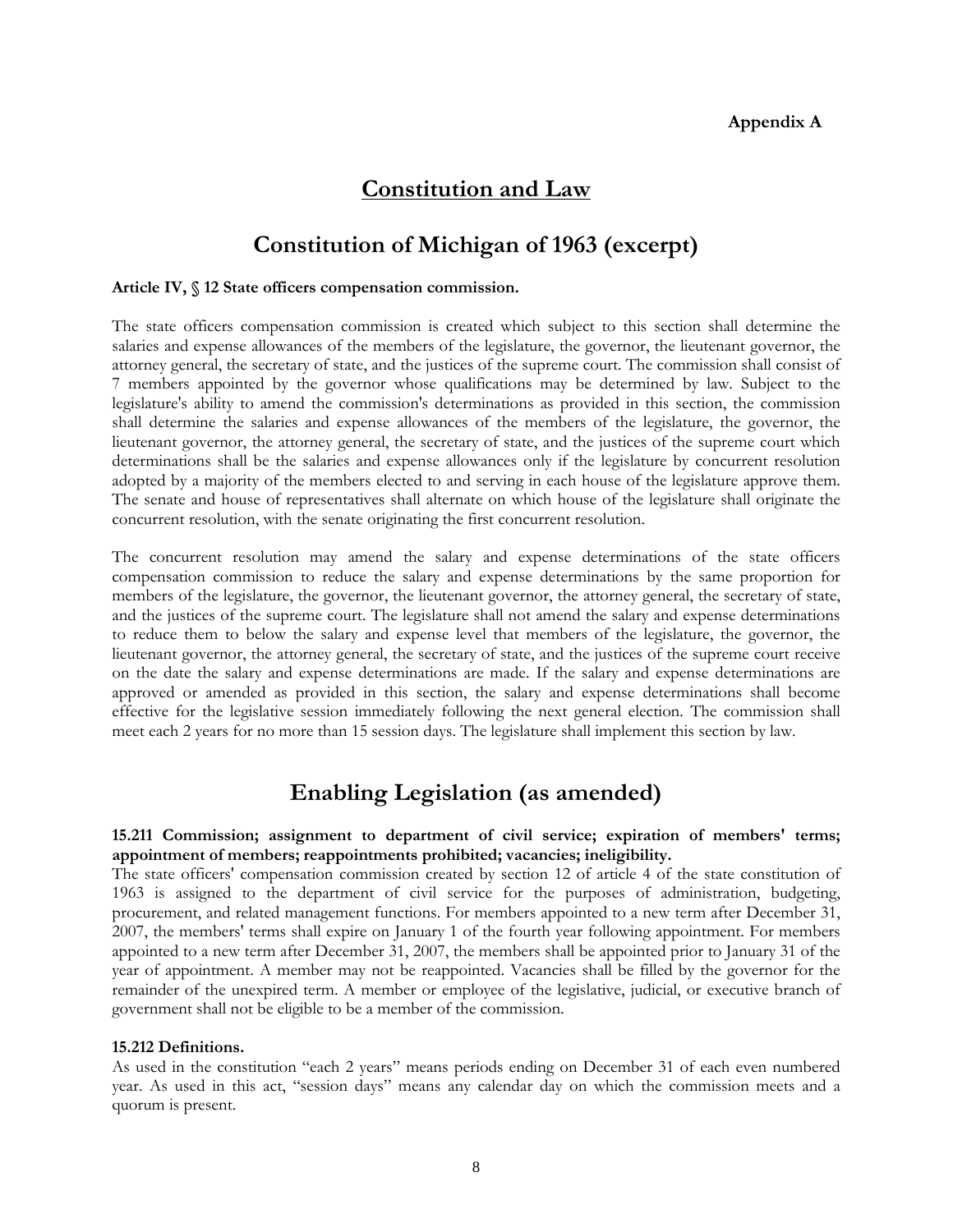**Appendix A**

# Constitution and Law

## Constitution of Michigan of 1963 (excerpt)

**Article IV, § 12 State officers compensation commission.**

The state officers compensation commission is created which subject to this section shall determine the salaries and expense allowances of the members of the legislature, the governor, the lieutenant governor, the attorney general, the secretary of state, and the justices of the supreme court. The commission shall consist of 7 members appointed by the governor whose qualifications may be determined by law. Subject to the legislature's ability to amend the commission's determinations as provided in this section, the commission shall determine the salaries and expense allowances of the members of the legislature, the governor, the lieutenant governor, the attorney general, the secretary of state, and the justices of the supreme court which determinations shall be the salaries and expense allowances only if the legislature by concurrent resolution adopted by a majority of the members elected to and serving in each house of the legislature approve them. The senate and house of representatives shall alternate on which house of the legislature shall originate the concurrent resolution, with the senate originating the first concurrent resolution.

The concurrent resolution may amend the salary and expense determinations of the state officers compensation commission to reduce the salary and expense determinations by the same proportion for members of the legislature, the governor, the lieutenant governor, the attorney general, the secretary of state, and the justices of the supreme court. The legislature shall not amend the salary and expense determinations to reduce them to below the salary and expense level that members of the legislature, the governor, the lieutenant governor, the attorney general, the secretary of state, and the justices of the supreme court receive on the date the salary and expense determinations are made. If the salary and expense determinations are approved or amended as provided in this section, the salary and expense determinations shall become effective for the legislative session immediately following the next general election. The commission shall meet each 2 years for no more than 15 session days. The legislature shall implement this section by law.

## Enabling Legislation (as amended)

**15.211 Commission; assignment to department of civil service; expiration of members' terms; appointment of members; reappointments prohibited; vacancies; ineligibility.**
The state officers' compensation commission created by section 12 of article 4 of the state constitution of 1963 is assigned to the department of civil service for the purposes of administration, budgeting, procurement, and related management functions. For members appointed to a new term after December 31, 2007, the members' terms shall expire on January 1 of the fourth year following appointment. For members appointed to a new term after December 31, 2007, the members shall be appointed prior to January 31 of the year of appointment. A member may not be reappointed. Vacancies shall be filled by the governor for the remainder of the unexpired term. A member or employee of the legislative, judicial, or executive branch of government shall not be eligible to be a member of the commission.

**15.212 Definitions.**
As used in the constitution "each 2 years" means periods ending on December 31 of each even numbered year. As used in this act, "session days" means any calendar day on which the commission meets and a quorum is present.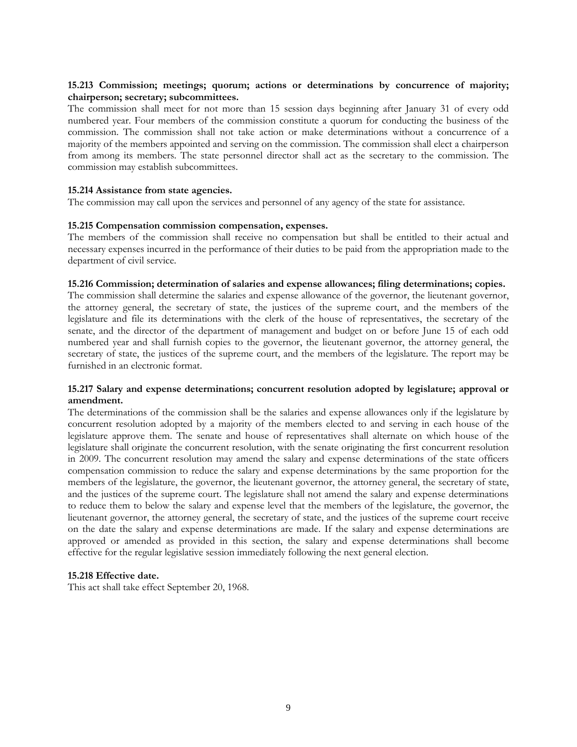**15.213 Commission; meetings; quorum; actions or determinations by concurrence of majority; chairperson; secretary; subcommittees.**

The commission shall meet for not more than 15 session days beginning after January 31 of every odd numbered year. Four members of the commission constitute a quorum for conducting the business of the commission. The commission shall not take action or make determinations without a concurrence of a majority of the members appointed and serving on the commission. The commission shall elect a chairperson from among its members. The state personnel director shall act as the secretary to the commission. The commission may establish subcommittees.

**15.214 Assistance from state agencies.**

The commission may call upon the services and personnel of any agency of the state for assistance.

**15.215 Compensation commission compensation, expenses.**

The members of the commission shall receive no compensation but shall be entitled to their actual and necessary expenses incurred in the performance of their duties to be paid from the appropriation made to the department of civil service.

**15.216 Commission; determination of salaries and expense allowances; filing determinations; copies.**

The commission shall determine the salaries and expense allowance of the governor, the lieutenant governor, the attorney general, the secretary of state, the justices of the supreme court, and the members of the legislature and file its determinations with the clerk of the house of representatives, the secretary of the senate, and the director of the department of management and budget on or before June 15 of each odd numbered year and shall furnish copies to the governor, the lieutenant governor, the attorney general, the secretary of state, the justices of the supreme court, and the members of the legislature. The report may be furnished in an electronic format.

**15.217 Salary and expense determinations; concurrent resolution adopted by legislature; approval or amendment.**

The determinations of the commission shall be the salaries and expense allowances only if the legislature by concurrent resolution adopted by a majority of the members elected to and serving in each house of the legislature approve them. The senate and house of representatives shall alternate on which house of the legislature shall originate the concurrent resolution, with the senate originating the first concurrent resolution in 2009. The concurrent resolution may amend the salary and expense determinations of the state officers compensation commission to reduce the salary and expense determinations by the same proportion for the members of the legislature, the governor, the lieutenant governor, the attorney general, the secretary of state, and the justices of the supreme court. The legislature shall not amend the salary and expense determinations to reduce them to below the salary and expense level that the members of the legislature, the governor, the lieutenant governor, the attorney general, the secretary of state, and the justices of the supreme court receive on the date the salary and expense determinations are made. If the salary and expense determinations are approved or amended as provided in this section, the salary and expense determinations shall become effective for the regular legislative session immediately following the next general election.

**15.218 Effective date.**

This act shall take effect September 20, 1968.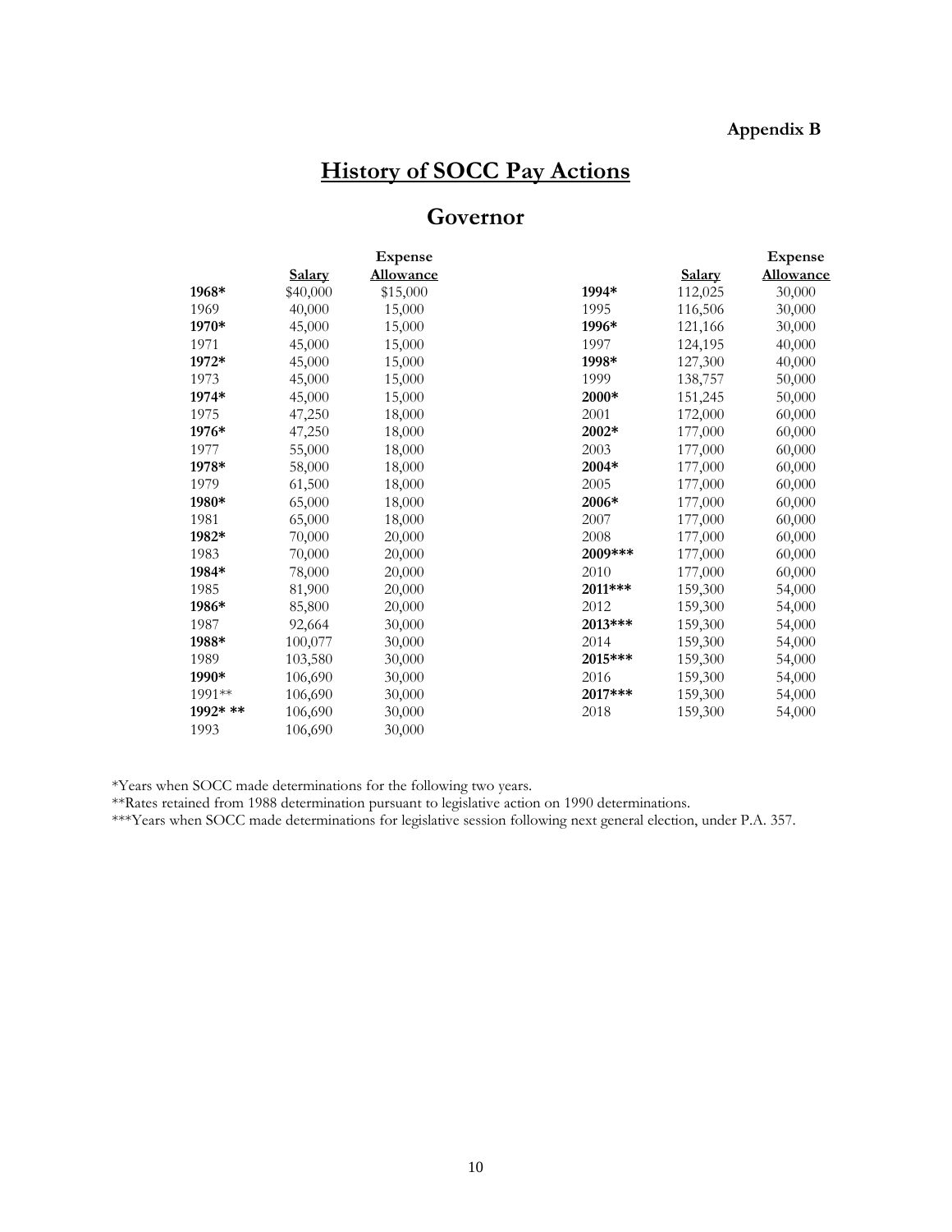**Appendix B**

# History of SOCC Pay Actions

## Governor

| | Salary | Expense Allowance | | Salary | Expense Allowance |
|---|---|---|---|---|---|
| **1968*** | $40,000 | $15,000 | **1994*** | 112,025 | 30,000 |
| 1969 | 40,000 | 15,000 | 1995 | 116,506 | 30,000 |
| **1970*** | 45,000 | 15,000 | **1996*** | 121,166 | 30,000 |
| 1971 | 45,000 | 15,000 | 1997 | 124,195 | 40,000 |
| **1972*** | 45,000 | 15,000 | **1998*** | 127,300 | 40,000 |
| 1973 | 45,000 | 15,000 | 1999 | 138,757 | 50,000 |
| **1974*** | 45,000 | 15,000 | **2000*** | 151,245 | 50,000 |
| 1975 | 47,250 | 18,000 | 2001 | 172,000 | 60,000 |
| **1976*** | 47,250 | 18,000 | **2002*** | 177,000 | 60,000 |
| 1977 | 55,000 | 18,000 | 2003 | 177,000 | 60,000 |
| **1978*** | 58,000 | 18,000 | **2004*** | 177,000 | 60,000 |
| 1979 | 61,500 | 18,000 | 2005 | 177,000 | 60,000 |
| **1980*** | 65,000 | 18,000 | **2006*** | 177,000 | 60,000 |
| 1981 | 65,000 | 18,000 | 2007 | 177,000 | 60,000 |
| **1982*** | 70,000 | 20,000 | 2008 | 177,000 | 60,000 |
| 1983 | 70,000 | 20,000 | **2009***** | 177,000 | 60,000 |
| **1984*** | 78,000 | 20,000 | 2010 | 177,000 | 60,000 |
| 1985 | 81,900 | 20,000 | **2011***** | 159,300 | 54,000 |
| **1986*** | 85,800 | 20,000 | 2012 | 159,300 | 54,000 |
| 1987 | 92,664 | 30,000 | **2013***** | 159,300 | 54,000 |
| **1988*** | 100,077 | 30,000 | 2014 | 159,300 | 54,000 |
| 1989 | 103,580 | 30,000 | **2015***** | 159,300 | 54,000 |
| **1990*** | 106,690 | 30,000 | 2016 | 159,300 | 54,000 |
| 1991** | 106,690 | 30,000 | **2017***** | 159,300 | 54,000 |
| **1992* **** | 106,690 | 30,000 | 2018 | 159,300 | 54,000 |
| 1993 | 106,690 | 30,000 | | | |

*Years when SOCC made determinations for the following two years.

**Rates retained from 1988 determination pursuant to legislative action on 1990 determinations.

***Years when SOCC made determinations for legislative session following next general election, under P.A. 357.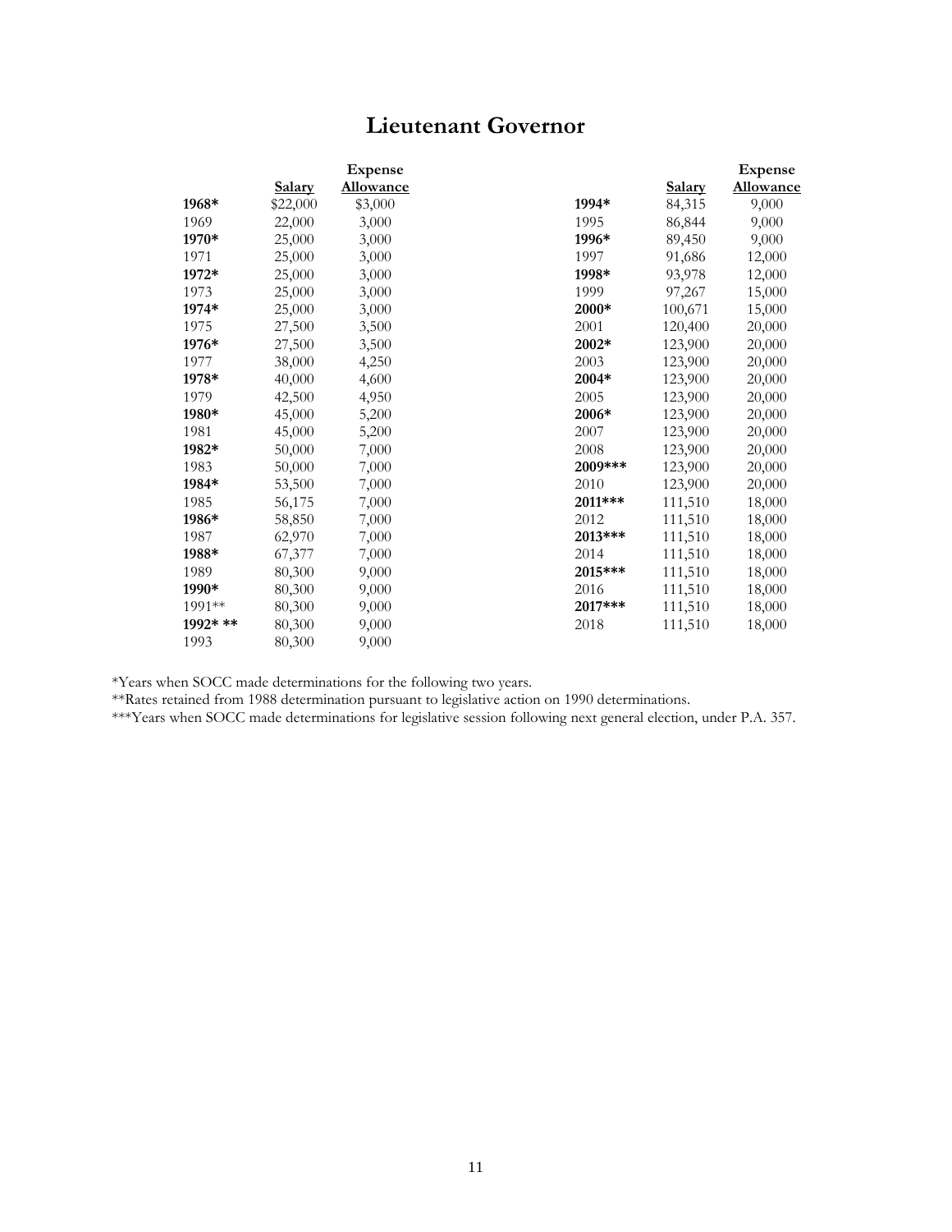# Lieutenant Governor

| | Salary | Expense Allowance |
|---|---|---|
| **1968*** | $22,000 | $3,000 |
| 1969 | 22,000 | 3,000 |
| **1970*** | 25,000 | 3,000 |
| 1971 | 25,000 | 3,000 |
| **1972*** | 25,000 | 3,000 |
| 1973 | 25,000 | 3,000 |
| **1974*** | 25,000 | 3,000 |
| 1975 | 27,500 | 3,500 |
| **1976*** | 27,500 | 3,500 |
| 1977 | 38,000 | 4,250 |
| **1978*** | 40,000 | 4,600 |
| 1979 | 42,500 | 4,950 |
| **1980*** | 45,000 | 5,200 |
| 1981 | 45,000 | 5,200 |
| **1982*** | 50,000 | 7,000 |
| 1983 | 50,000 | 7,000 |
| **1984*** | 53,500 | 7,000 |
| 1985 | 56,175 | 7,000 |
| **1986*** | 58,850 | 7,000 |
| 1987 | 62,970 | 7,000 |
| **1988*** | 67,377 | 7,000 |
| 1989 | 80,300 | 9,000 |
| **1990*** | 80,300 | 9,000 |
| 1991** | 80,300 | 9,000 |
| **1992* **** | 80,300 | 9,000 |
| 1993 | 80,300 | 9,000 |
| **1994*** | 84,315 | 9,000 |
| 1995 | 86,844 | 9,000 |
| **1996*** | 89,450 | 9,000 |
| 1997 | 91,686 | 12,000 |
| **1998*** | 93,978 | 12,000 |
| 1999 | 97,267 | 15,000 |
| **2000*** | 100,671 | 15,000 |
| 2001 | 120,400 | 20,000 |
| **2002*** | 123,900 | 20,000 |
| 2003 | 123,900 | 20,000 |
| **2004*** | 123,900 | 20,000 |
| 2005 | 123,900 | 20,000 |
| **2006*** | 123,900 | 20,000 |
| 2007 | 123,900 | 20,000 |
| 2008 | 123,900 | 20,000 |
| **2009***** | 123,900 | 20,000 |
| 2010 | 123,900 | 20,000 |
| **2011***** | 111,510 | 18,000 |
| 2012 | 111,510 | 18,000 |
| **2013***** | 111,510 | 18,000 |
| 2014 | 111,510 | 18,000 |
| **2015***** | 111,510 | 18,000 |
| 2016 | 111,510 | 18,000 |
| **2017***** | 111,510 | 18,000 |
| 2018 | 111,510 | 18,000 |

*Years when SOCC made determinations for the following two years.

**Rates retained from 1988 determination pursuant to legislative action on 1990 determinations.

***Years when SOCC made determinations for legislative session following next general election, under P.A. 357.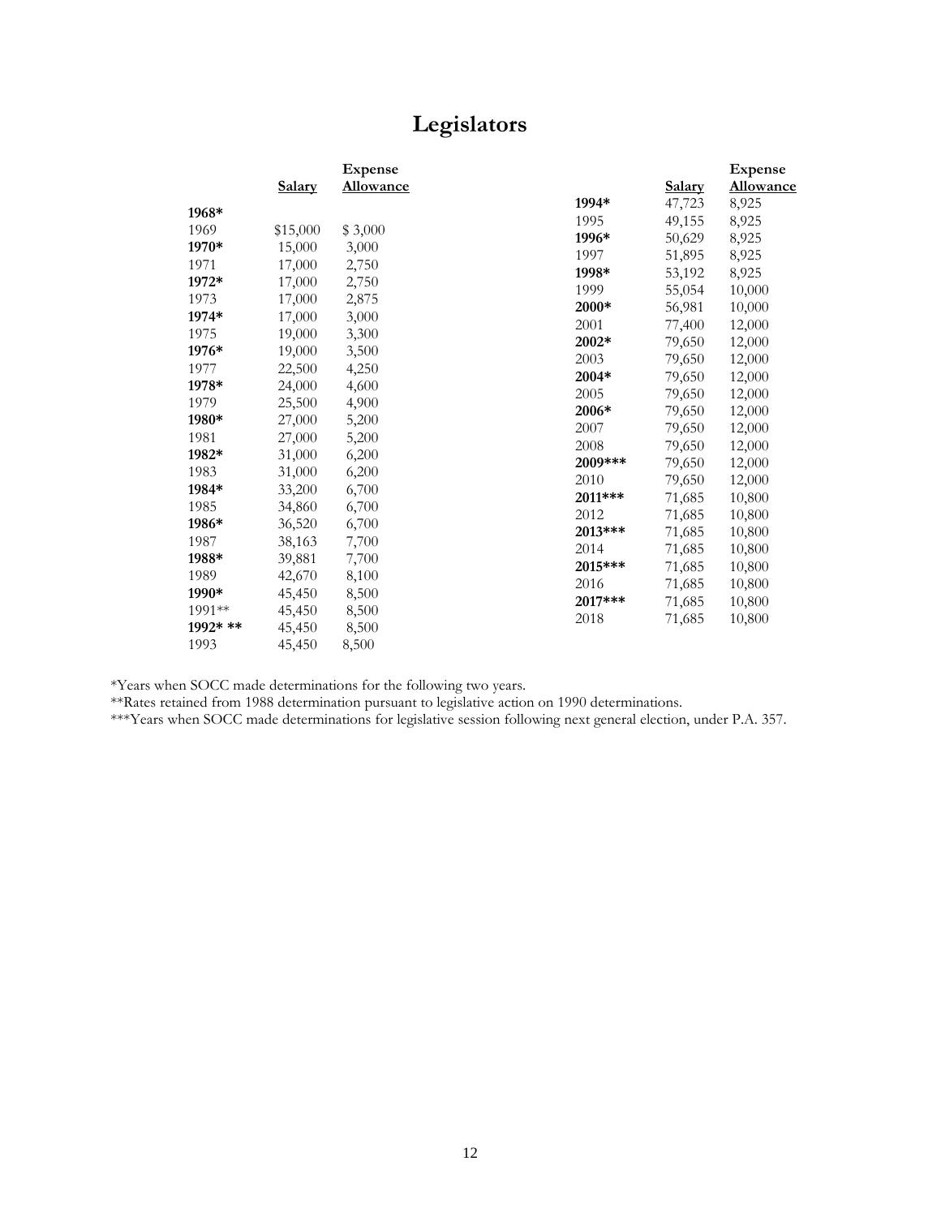# Legislators

| | Salary | Expense Allowance |
|---|---|---|
| **1968*** | | |
| 1969 | $15,000 | $ 3,000 |
| **1970*** | 15,000 | 3,000 |
| 1971 | 17,000 | 2,750 |
| **1972*** | 17,000 | 2,750 |
| 1973 | 17,000 | 2,875 |
| **1974*** | 17,000 | 3,000 |
| 1975 | 19,000 | 3,300 |
| **1976*** | 19,000 | 3,500 |
| 1977 | 22,500 | 4,250 |
| **1978*** | 24,000 | 4,600 |
| 1979 | 25,500 | 4,900 |
| **1980*** | 27,000 | 5,200 |
| 1981 | 27,000 | 5,200 |
| **1982*** | 31,000 | 6,200 |
| 1983 | 31,000 | 6,200 |
| **1984*** | 33,200 | 6,700 |
| 1985 | 34,860 | 6,700 |
| **1986*** | 36,520 | 6,700 |
| 1987 | 38,163 | 7,700 |
| **1988*** | 39,881 | 7,700 |
| 1989 | 42,670 | 8,100 |
| **1990*** | 45,450 | 8,500 |
| 1991** | 45,450 | 8,500 |
| **1992* **** | 45,450 | 8,500 |
| 1993 | 45,450 | 8,500 |
| **1994*** | 47,723 | 8,925 |
| 1995 | 49,155 | 8,925 |
| **1996*** | 50,629 | 8,925 |
| 1997 | 51,895 | 8,925 |
| **1998*** | 53,192 | 8,925 |
| 1999 | 55,054 | 10,000 |
| **2000*** | 56,981 | 10,000 |
| 2001 | 77,400 | 12,000 |
| **2002*** | 79,650 | 12,000 |
| 2003 | 79,650 | 12,000 |
| **2004*** | 79,650 | 12,000 |
| 2005 | 79,650 | 12,000 |
| **2006*** | 79,650 | 12,000 |
| 2007 | 79,650 | 12,000 |
| 2008 | 79,650 | 12,000 |
| **2009***** | 79,650 | 12,000 |
| 2010 | 79,650 | 12,000 |
| **2011***** | 71,685 | 10,800 |
| 2012 | 71,685 | 10,800 |
| **2013***** | 71,685 | 10,800 |
| 2014 | 71,685 | 10,800 |
| **2015***** | 71,685 | 10,800 |
| 2016 | 71,685 | 10,800 |
| **2017***** | 71,685 | 10,800 |
| 2018 | 71,685 | 10,800 |

*Years when SOCC made determinations for the following two years.

**Rates retained from 1988 determination pursuant to legislative action on 1990 determinations.

***Years when SOCC made determinations for legislative session following next general election, under P.A. 357.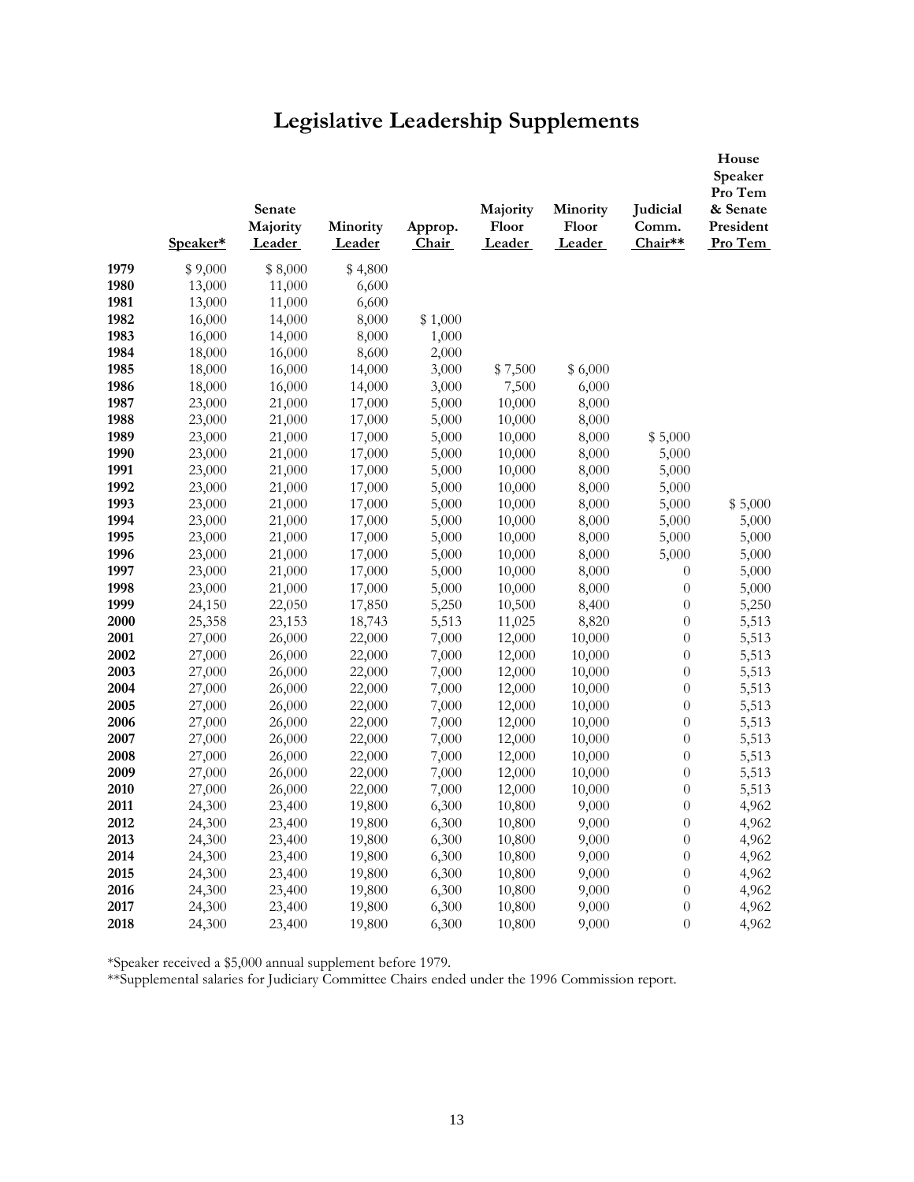# Legislative Leadership Supplements

| | Speaker* | Senate Majority Leader | Minority Leader | Approp. Chair | Majority Floor Leader | Minority Floor Leader | Judicial Comm. Chair** | House Speaker Pro Tem & Senate President Pro Tem |
|---|---|---|---|---|---|---|---|---|
| **1979** | $ 9,000 | $ 8,000 | $ 4,800 | | | | | |
| **1980** | 13,000 | 11,000 | 6,600 | | | | | |
| **1981** | 13,000 | 11,000 | 6,600 | | | | | |
| **1982** | 16,000 | 14,000 | 8,000 | $ 1,000 | | | | |
| **1983** | 16,000 | 14,000 | 8,000 | 1,000 | | | | |
| **1984** | 18,000 | 16,000 | 8,600 | 2,000 | | | | |
| **1985** | 18,000 | 16,000 | 14,000 | 3,000 | $ 7,500 | $ 6,000 | | |
| **1986** | 18,000 | 16,000 | 14,000 | 3,000 | 7,500 | 6,000 | | |
| **1987** | 23,000 | 21,000 | 17,000 | 5,000 | 10,000 | 8,000 | | |
| **1988** | 23,000 | 21,000 | 17,000 | 5,000 | 10,000 | 8,000 | | |
| **1989** | 23,000 | 21,000 | 17,000 | 5,000 | 10,000 | 8,000 | $ 5,000 | |
| **1990** | 23,000 | 21,000 | 17,000 | 5,000 | 10,000 | 8,000 | 5,000 | |
| **1991** | 23,000 | 21,000 | 17,000 | 5,000 | 10,000 | 8,000 | 5,000 | |
| **1992** | 23,000 | 21,000 | 17,000 | 5,000 | 10,000 | 8,000 | 5,000 | |
| **1993** | 23,000 | 21,000 | 17,000 | 5,000 | 10,000 | 8,000 | 5,000 | $ 5,000 |
| **1994** | 23,000 | 21,000 | 17,000 | 5,000 | 10,000 | 8,000 | 5,000 | 5,000 |
| **1995** | 23,000 | 21,000 | 17,000 | 5,000 | 10,000 | 8,000 | 5,000 | 5,000 |
| **1996** | 23,000 | 21,000 | 17,000 | 5,000 | 10,000 | 8,000 | 5,000 | 5,000 |
| **1997** | 23,000 | 21,000 | 17,000 | 5,000 | 10,000 | 8,000 | 0 | 5,000 |
| **1998** | 23,000 | 21,000 | 17,000 | 5,000 | 10,000 | 8,000 | 0 | 5,000 |
| **1999** | 24,150 | 22,050 | 17,850 | 5,250 | 10,500 | 8,400 | 0 | 5,250 |
| **2000** | 25,358 | 23,153 | 18,743 | 5,513 | 11,025 | 8,820 | 0 | 5,513 |
| **2001** | 27,000 | 26,000 | 22,000 | 7,000 | 12,000 | 10,000 | 0 | 5,513 |
| **2002** | 27,000 | 26,000 | 22,000 | 7,000 | 12,000 | 10,000 | 0 | 5,513 |
| **2003** | 27,000 | 26,000 | 22,000 | 7,000 | 12,000 | 10,000 | 0 | 5,513 |
| **2004** | 27,000 | 26,000 | 22,000 | 7,000 | 12,000 | 10,000 | 0 | 5,513 |
| **2005** | 27,000 | 26,000 | 22,000 | 7,000 | 12,000 | 10,000 | 0 | 5,513 |
| **2006** | 27,000 | 26,000 | 22,000 | 7,000 | 12,000 | 10,000 | 0 | 5,513 |
| **2007** | 27,000 | 26,000 | 22,000 | 7,000 | 12,000 | 10,000 | 0 | 5,513 |
| **2008** | 27,000 | 26,000 | 22,000 | 7,000 | 12,000 | 10,000 | 0 | 5,513 |
| **2009** | 27,000 | 26,000 | 22,000 | 7,000 | 12,000 | 10,000 | 0 | 5,513 |
| **2010** | 27,000 | 26,000 | 22,000 | 7,000 | 12,000 | 10,000 | 0 | 5,513 |
| **2011** | 24,300 | 23,400 | 19,800 | 6,300 | 10,800 | 9,000 | 0 | 4,962 |
| **2012** | 24,300 | 23,400 | 19,800 | 6,300 | 10,800 | 9,000 | 0 | 4,962 |
| **2013** | 24,300 | 23,400 | 19,800 | 6,300 | 10,800 | 9,000 | 0 | 4,962 |
| **2014** | 24,300 | 23,400 | 19,800 | 6,300 | 10,800 | 9,000 | 0 | 4,962 |
| **2015** | 24,300 | 23,400 | 19,800 | 6,300 | 10,800 | 9,000 | 0 | 4,962 |
| **2016** | 24,300 | 23,400 | 19,800 | 6,300 | 10,800 | 9,000 | 0 | 4,962 |
| **2017** | 24,300 | 23,400 | 19,800 | 6,300 | 10,800 | 9,000 | 0 | 4,962 |
| **2018** | 24,300 | 23,400 | 19,800 | 6,300 | 10,800 | 9,000 | 0 | 4,962 |

*Speaker received a $5,000 annual supplement before 1979.

**Supplemental salaries for Judiciary Committee Chairs ended under the 1996 Commission report.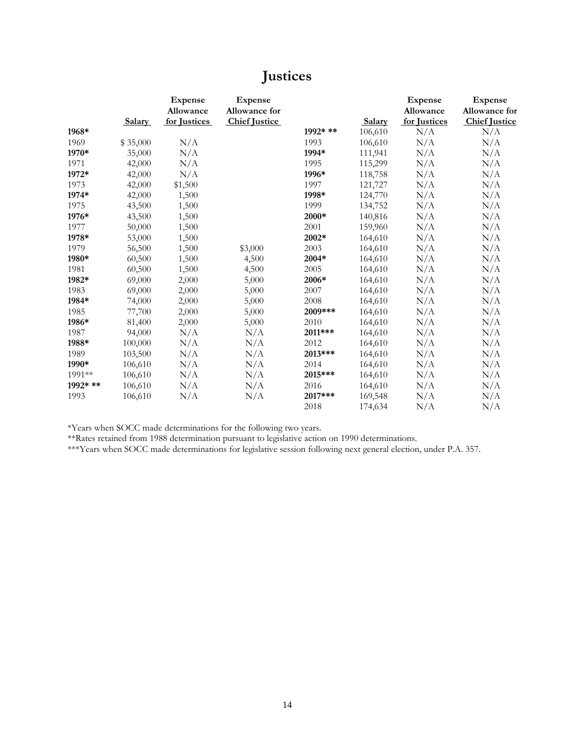# Justices

| | Salary | Expense Allowance for Justices | Expense Allowance for Chief Justice |
|---|---|---|---|
| **1968*** | | | |
| 1969 | $ 35,000 | N/A | |
| **1970*** | 35,000 | N/A | |
| 1971 | 42,000 | N/A | |
| **1972*** | 42,000 | N/A | |
| 1973 | 42,000 | $1,500 | |
| **1974*** | 42,000 | 1,500 | |
| 1975 | 43,500 | 1,500 | |
| **1976*** | 43,500 | 1,500 | |
| 1977 | 50,000 | 1,500 | |
| **1978*** | 53,000 | 1,500 | |
| 1979 | 56,500 | 1,500 | $3,000 |
| **1980*** | 60,500 | 1,500 | 4,500 |
| 1981 | 60,500 | 1,500 | 4,500 |
| **1982*** | 69,000 | 2,000 | 5,000 |
| 1983 | 69,000 | 2,000 | 5,000 |
| **1984*** | 74,000 | 2,000 | 5,000 |
| 1985 | 77,700 | 2,000 | 5,000 |
| **1986*** | 81,400 | 2,000 | 5,000 |
| 1987 | 94,000 | N/A | N/A |
| **1988*** | 100,000 | N/A | N/A |
| 1989 | 103,500 | N/A | N/A |
| **1990*** | 106,610 | N/A | N/A |
| 1991** | 106,610 | N/A | N/A |
| **1992* **** | 106,610 | N/A | N/A |
| 1993 | 106,610 | N/A | N/A |

| | Salary | Expense Allowance for Justices | Expense Allowance for Chief Justice |
|---|---|---|---|
| **1992* **** | 106,610 | N/A | N/A |
| 1993 | 106,610 | N/A | N/A |
| **1994*** | 111,941 | N/A | N/A |
| 1995 | 115,299 | N/A | N/A |
| **1996*** | 118,758 | N/A | N/A |
| 1997 | 121,727 | N/A | N/A |
| **1998*** | 124,770 | N/A | N/A |
| 1999 | 134,752 | N/A | N/A |
| **2000*** | 140,816 | N/A | N/A |
| 2001 | 159,960 | N/A | N/A |
| **2002*** | 164,610 | N/A | N/A |
| 2003 | 164,610 | N/A | N/A |
| **2004*** | 164,610 | N/A | N/A |
| 2005 | 164,610 | N/A | N/A |
| **2006*** | 164,610 | N/A | N/A |
| 2007 | 164,610 | N/A | N/A |
| 2008 | 164,610 | N/A | N/A |
| **2009***** | 164,610 | N/A | N/A |
| 2010 | 164,610 | N/A | N/A |
| **2011***** | 164,610 | N/A | N/A |
| 2012 | 164,610 | N/A | N/A |
| **2013***** | 164,610 | N/A | N/A |
| 2014 | 164,610 | N/A | N/A |
| **2015***** | 164,610 | N/A | N/A |
| 2016 | 164,610 | N/A | N/A |
| **2017***** | 169,548 | N/A | N/A |
| 2018 | 174,634 | N/A | N/A |

*Years when SOCC made determinations for the following two years.

**Rates retained from 1988 determination pursuant to legislative action on 1990 determinations.

***Years when SOCC made determinations for legislative session following next general election, under P.A. 357.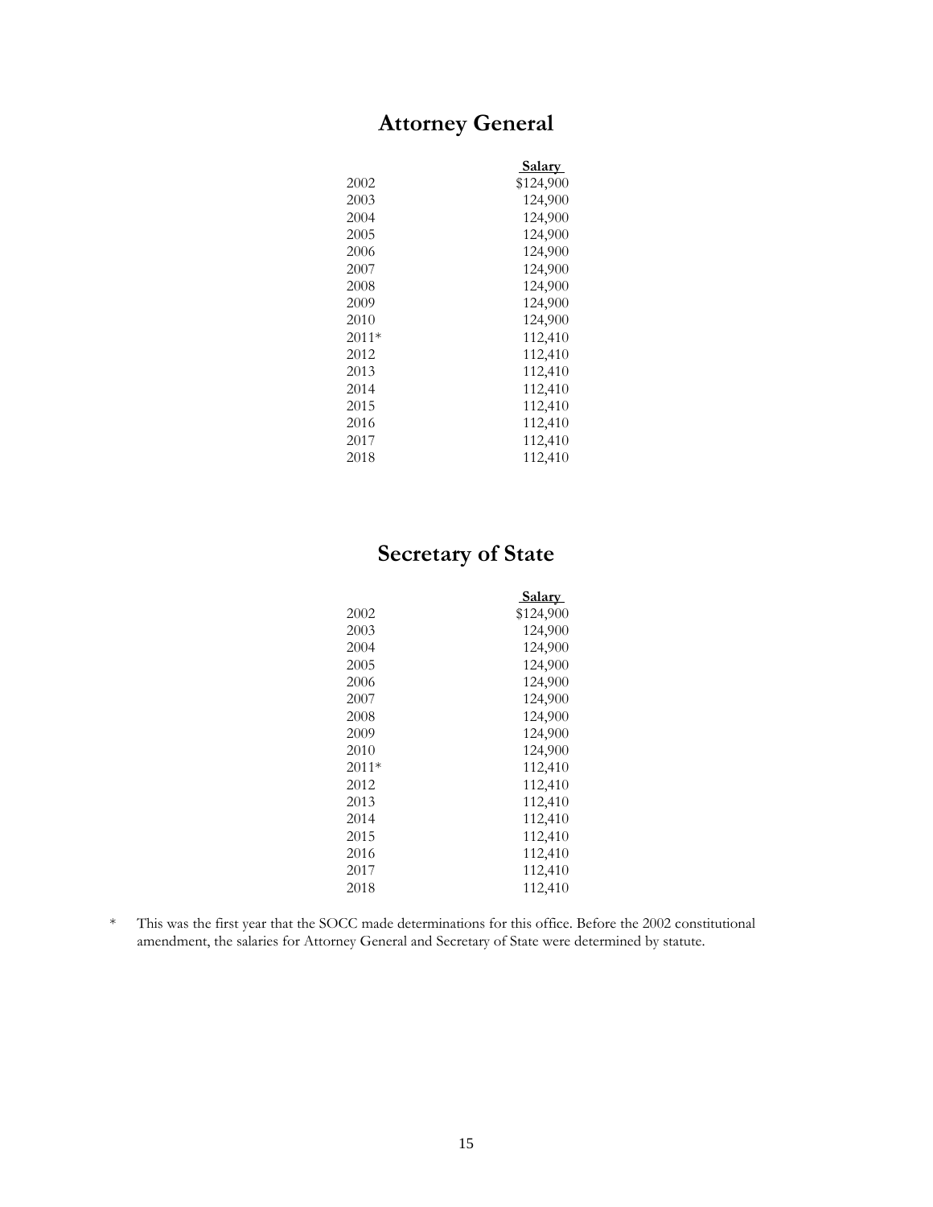## Attorney General

| | Salary |
|---|---|
| 2002 | $124,900 |
| 2003 | 124,900 |
| 2004 | 124,900 |
| 2005 | 124,900 |
| 2006 | 124,900 |
| 2007 | 124,900 |
| 2008 | 124,900 |
| 2009 | 124,900 |
| 2010 | 124,900 |
| 2011* | 112,410 |
| 2012 | 112,410 |
| 2013 | 112,410 |
| 2014 | 112,410 |
| 2015 | 112,410 |
| 2016 | 112,410 |
| 2017 | 112,410 |
| 2018 | 112,410 |

## Secretary of State

| | Salary |
|---|---|
| 2002 | $124,900 |
| 2003 | 124,900 |
| 2004 | 124,900 |
| 2005 | 124,900 |
| 2006 | 124,900 |
| 2007 | 124,900 |
| 2008 | 124,900 |
| 2009 | 124,900 |
| 2010 | 124,900 |
| 2011* | 112,410 |
| 2012 | 112,410 |
| 2013 | 112,410 |
| 2014 | 112,410 |
| 2015 | 112,410 |
| 2016 | 112,410 |
| 2017 | 112,410 |
| 2018 | 112,410 |

\* This was the first year that the SOCC made determinations for this office. Before the 2002 constitutional amendment, the salaries for Attorney General and Secretary of State were determined by statute.